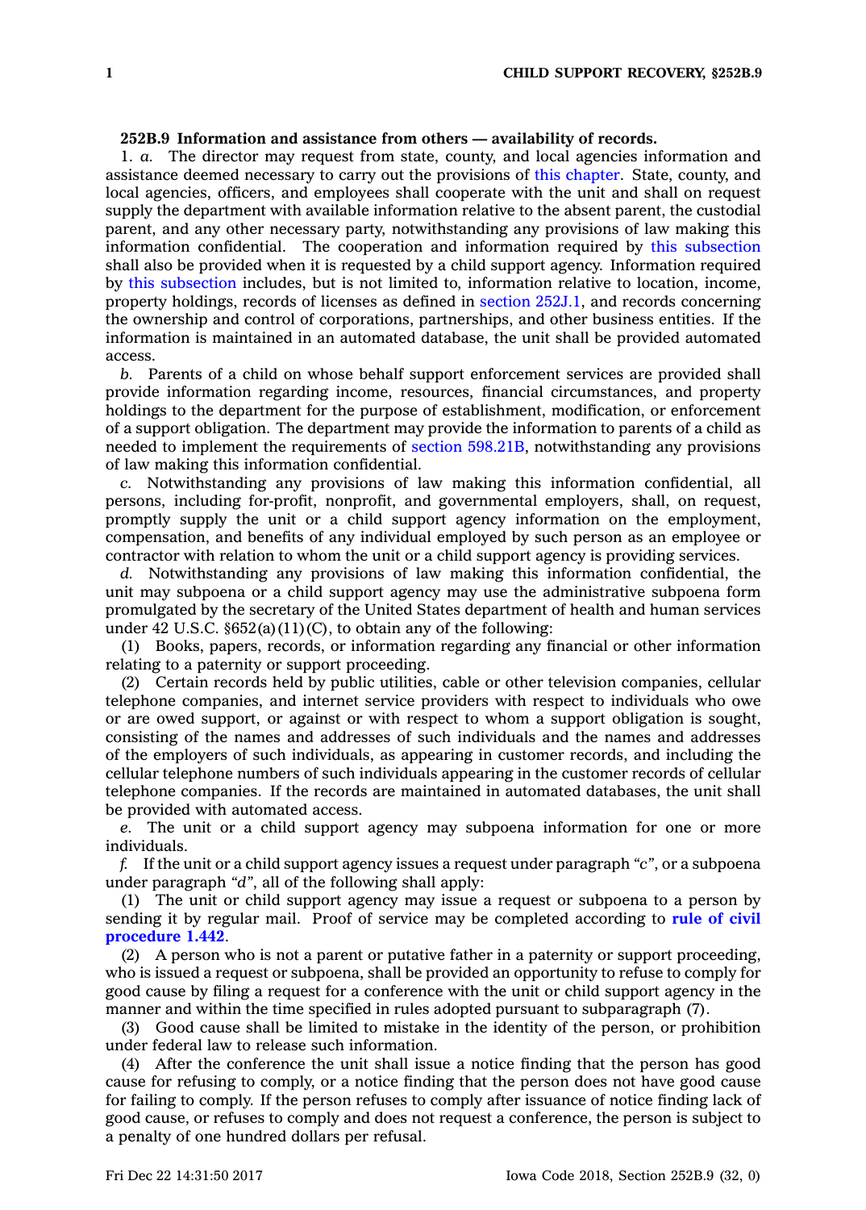**252B.9 Information and assistance from others — availability of records.**

1. *a.* The director may request from state, county, and local agencies information and assistance deemed necessary to carry out the provisions of this chapter. State, county, and local agencies, officers, and employees shall cooperate with the unit and shall on request supply the department with available information relative to the absent parent, the custodial parent, and any other necessary party, notwithstanding any provisions of law making this information confidential. The cooperation and information required by this subsection shall also be provided when it is requested by a child support agency. Information required by this subsection includes, but is not limited to, information relative to location, income, property holdings, records of licenses as defined in section 252J.1, and records concerning the ownership and control of corporations, partnerships, and other business entities. If the information is maintained in an automated database, the unit shall be provided automated access.

*b.* Parents of a child on whose behalf support enforcement services are provided shall provide information regarding income, resources, financial circumstances, and property holdings to the department for the purpose of establishment, modification, or enforcement of a support obligation. The department may provide the information to parents of a child as needed to implement the requirements of section 598.21B, notwithstanding any provisions of law making this information confidential.

*c.* Notwithstanding any provisions of law making this information confidential, all persons, including for-profit, nonprofit, and governmental employers, shall, on request, promptly supply the unit or a child support agency information on the employment, compensation, and benefits of any individual employed by such person as an employee or contractor with relation to whom the unit or a child support agency is providing services.

*d.* Notwithstanding any provisions of law making this information confidential, the unit may subpoena or a child support agency may use the administrative subpoena form promulgated by the secretary of the United States department of health and human services under 42 U.S.C. §652(a)(11)(C), to obtain any of the following:

(1) Books, papers, records, or information regarding any financial or other information relating to a paternity or support proceeding.

(2) Certain records held by public utilities, cable or other television companies, cellular telephone companies, and internet service providers with respect to individuals who owe or are owed support, or against or with respect to whom a support obligation is sought, consisting of the names and addresses of such individuals and the names and addresses of the employers of such individuals, as appearing in customer records, and including the cellular telephone numbers of such individuals appearing in the customer records of cellular telephone companies. If the records are maintained in automated databases, the unit shall be provided with automated access.

*e.* The unit or a child support agency may subpoena information for one or more individuals.

*f.* If the unit or a child support agency issues a request under paragraph *"c"*, or a subpoena under paragraph *"d"*, all of the following shall apply:

(1) The unit or child support agency may issue a request or subpoena to a person by sending it by regular mail. Proof of service may be completed according to **rule of civil procedure 1.442**.

(2) A person who is not a parent or putative father in a paternity or support proceeding, who is issued a request or subpoena, shall be provided an opportunity to refuse to comply for good cause by filing a request for a conference with the unit or child support agency in the manner and within the time specified in rules adopted pursuant to subparagraph (7).

(3) Good cause shall be limited to mistake in the identity of the person, or prohibition under federal law to release such information.

(4) After the conference the unit shall issue a notice finding that the person has good cause for refusing to comply, or a notice finding that the person does not have good cause for failing to comply. If the person refuses to comply after issuance of notice finding lack of good cause, or refuses to comply and does not request a conference, the person is subject to a penalty of one hundred dollars per refusal.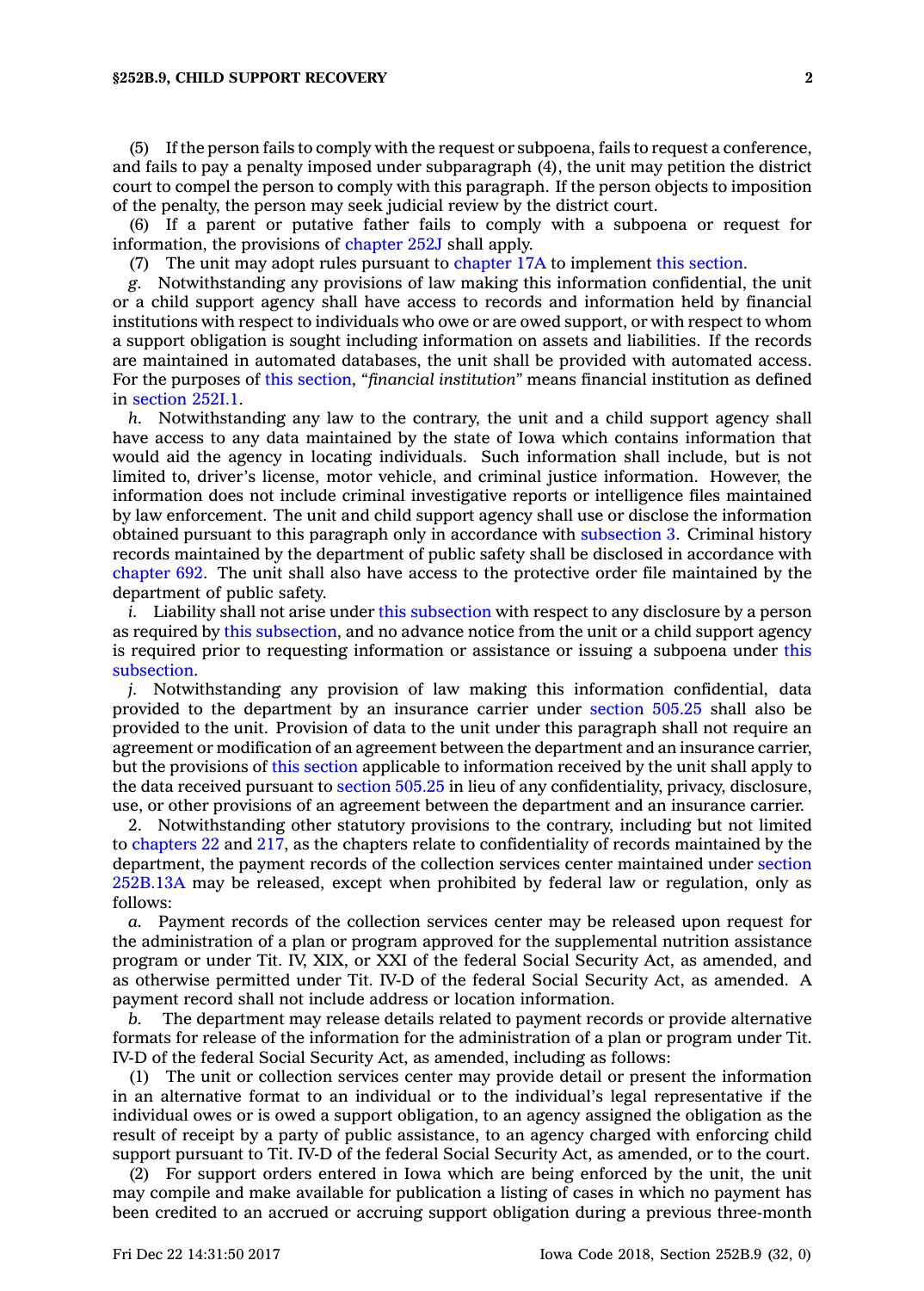(5) If the person fails to comply with the request or subpoena, fails to request a conference, and fails to pay a penalty imposed under subparagraph (4), the unit may petition the district court to compel the person to comply with this paragraph. If the person objects to imposition of the penalty, the person may seek judicial review by the district court.

(6) If a parent or putative father fails to comply with a subpoena or request for information, the provisions of chapter 252J shall apply.

(7) The unit may adopt rules pursuant to chapter 17A to implement this section.

*g.* Notwithstanding any provisions of law making this information confidential, the unit or a child support agency shall have access to records and information held by financial institutions with respect to individuals who owe or are owed support, or with respect to whom a support obligation is sought including information on assets and liabilities. If the records are maintained in automated databases, the unit shall be provided with automated access. For the purposes of this section, "*financial institution*" means financial institution as defined in section 252I.1.

*h.* Notwithstanding any law to the contrary, the unit and a child support agency shall have access to any data maintained by the state of Iowa which contains information that would aid the agency in locating individuals. Such information shall include, but is not limited to, driver's license, motor vehicle, and criminal justice information. However, the information does not include criminal investigative reports or intelligence files maintained by law enforcement. The unit and child support agency shall use or disclose the information obtained pursuant to this paragraph only in accordance with subsection 3. Criminal history records maintained by the department of public safety shall be disclosed in accordance with chapter 692. The unit shall also have access to the protective order file maintained by the department of public safety.

*i.* Liability shall not arise under this subsection with respect to any disclosure by a person as required by this subsection, and no advance notice from the unit or a child support agency is required prior to requesting information or assistance or issuing a subpoena under this subsection.

*j.* Notwithstanding any provision of law making this information confidential, data provided to the department by an insurance carrier under section 505.25 shall also be provided to the unit. Provision of data to the unit under this paragraph shall not require an agreement or modification of an agreement between the department and an insurance carrier, but the provisions of this section applicable to information received by the unit shall apply to the data received pursuant to section 505.25 in lieu of any confidentiality, privacy, disclosure, use, or other provisions of an agreement between the department and an insurance carrier.

2. Notwithstanding other statutory provisions to the contrary, including but not limited to chapters 22 and 217, as the chapters relate to confidentiality of records maintained by the department, the payment records of the collection services center maintained under section 252B.13A may be released, except when prohibited by federal law or regulation, only as follows:

*a.* Payment records of the collection services center may be released upon request for the administration of a plan or program approved for the supplemental nutrition assistance program or under Tit. IV, XIX, or XXI of the federal Social Security Act, as amended, and as otherwise permitted under Tit. IV-D of the federal Social Security Act, as amended. A payment record shall not include address or location information.

*b.* The department may release details related to payment records or provide alternative formats for release of the information for the administration of a plan or program under Tit. IV-D of the federal Social Security Act, as amended, including as follows:

(1) The unit or collection services center may provide detail or present the information in an alternative format to an individual or to the individual's legal representative if the individual owes or is owed a support obligation, to an agency assigned the obligation as the result of receipt by a party of public assistance, to an agency charged with enforcing child support pursuant to Tit. IV-D of the federal Social Security Act, as amended, or to the court.

(2) For support orders entered in Iowa which are being enforced by the unit, the unit may compile and make available for publication a listing of cases in which no payment has been credited to an accrued or accruing support obligation during a previous three-month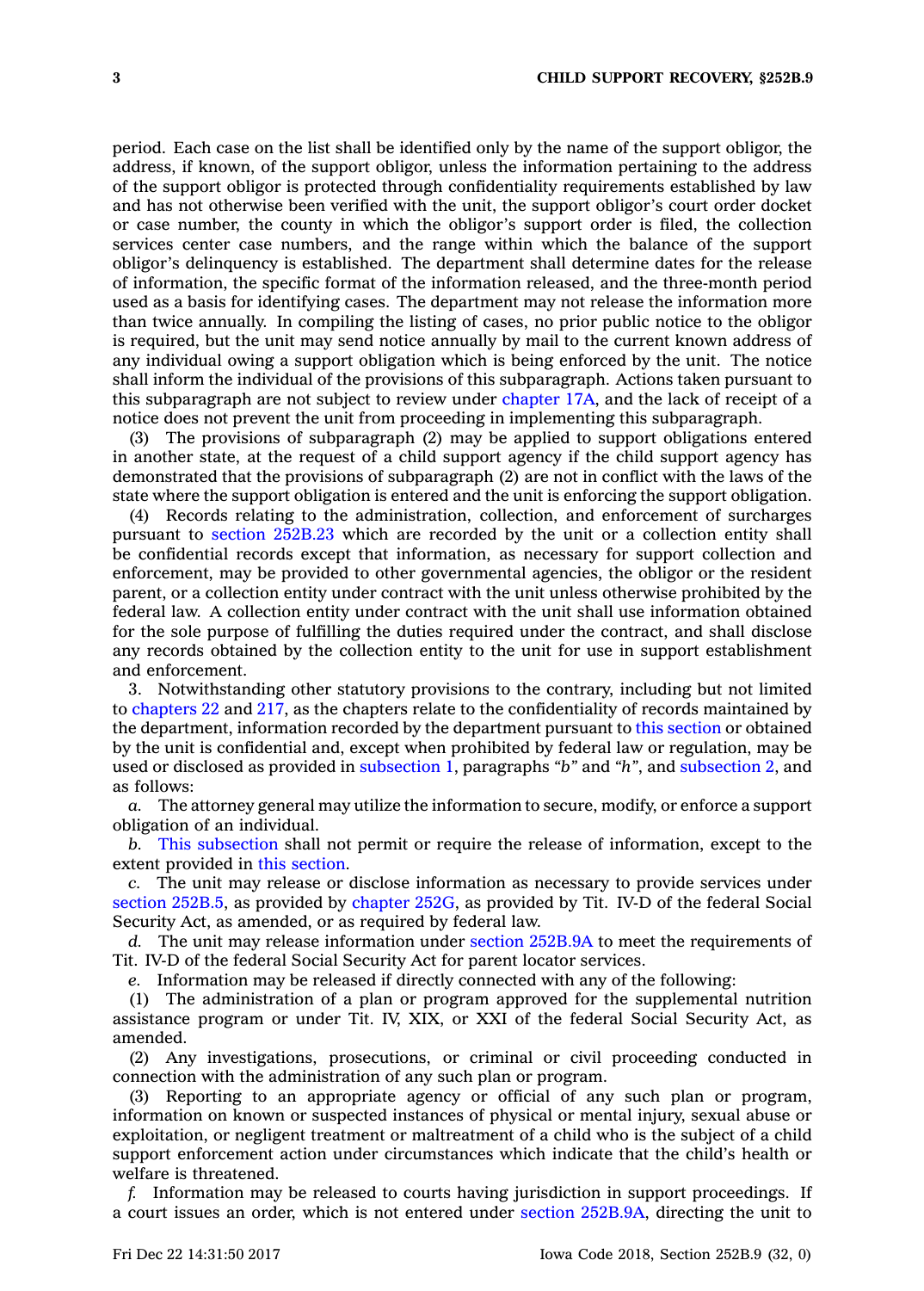period. Each case on the list shall be identified only by the name of the support obligor, the address, if known, of the support obligor, unless the information pertaining to the address of the support obligor is protected through confidentiality requirements established by law and has not otherwise been verified with the unit, the support obligor's court order docket or case number, the county in which the obligor's support order is filed, the collection services center case numbers, and the range within which the balance of the support obligor's delinquency is established. The department shall determine dates for the release of information, the specific format of the information released, and the three-month period used as a basis for identifying cases. The department may not release the information more than twice annually. In compiling the listing of cases, no prior public notice to the obligor is required, but the unit may send notice annually by mail to the current known address of any individual owing a support obligation which is being enforced by the unit. The notice shall inform the individual of the provisions of this subparagraph. Actions taken pursuant to this subparagraph are not subject to review under chapter 17A, and the lack of receipt of a notice does not prevent the unit from proceeding in implementing this subparagraph.

(3) The provisions of subparagraph (2) may be applied to support obligations entered in another state, at the request of a child support agency if the child support agency has demonstrated that the provisions of subparagraph (2) are not in conflict with the laws of the state where the support obligation is entered and the unit is enforcing the support obligation.

(4) Records relating to the administration, collection, and enforcement of surcharges pursuant to section 252B.23 which are recorded by the unit or a collection entity shall be confidential records except that information, as necessary for support collection and enforcement, may be provided to other governmental agencies, the obligor or the resident parent, or a collection entity under contract with the unit unless otherwise prohibited by the federal law. A collection entity under contract with the unit shall use information obtained for the sole purpose of fulfilling the duties required under the contract, and shall disclose any records obtained by the collection entity to the unit for use in support establishment and enforcement.

3. Notwithstanding other statutory provisions to the contrary, including but not limited to chapters 22 and 217, as the chapters relate to the confidentiality of records maintained by the department, information recorded by the department pursuant to this section or obtained by the unit is confidential and, except when prohibited by federal law or regulation, may be used or disclosed as provided in subsection 1, paragraphs *"b"* and *"h"*, and subsection 2, and as follows:

*a.* The attorney general may utilize the information to secure, modify, or enforce a support obligation of an individual.

*b.* This subsection shall not permit or require the release of information, except to the extent provided in this section.

*c.* The unit may release or disclose information as necessary to provide services under section 252B.5, as provided by chapter 252G, as provided by Tit. IV-D of the federal Social Security Act, as amended, or as required by federal law.

*d.* The unit may release information under section 252B.9A to meet the requirements of Tit. IV-D of the federal Social Security Act for parent locator services.

*e.* Information may be released if directly connected with any of the following:

(1) The administration of a plan or program approved for the supplemental nutrition assistance program or under Tit. IV, XIX, or XXI of the federal Social Security Act, as amended.

(2) Any investigations, prosecutions, or criminal or civil proceeding conducted in connection with the administration of any such plan or program.

(3) Reporting to an appropriate agency or official of any such plan or program, information on known or suspected instances of physical or mental injury, sexual abuse or exploitation, or negligent treatment or maltreatment of a child who is the subject of a child support enforcement action under circumstances which indicate that the child's health or welfare is threatened.

*f.* Information may be released to courts having jurisdiction in support proceedings. If a court issues an order, which is not entered under section 252B.9A, directing the unit to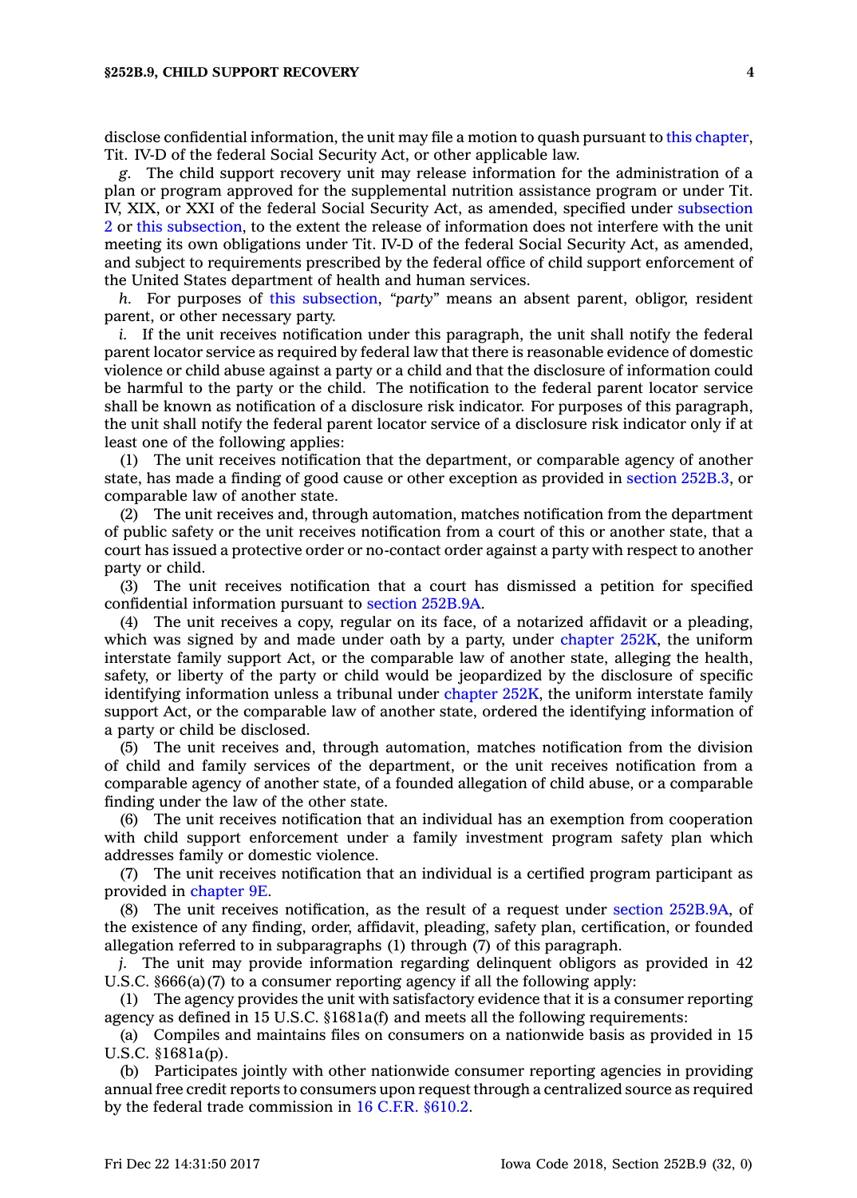disclose confidential information, the unit may file a motion to quash pursuant to this chapter, Tit. IV-D of the federal Social Security Act, or other applicable law.

*g.* The child support recovery unit may release information for the administration of a plan or program approved for the supplemental nutrition assistance program or under Tit. IV, XIX, or XXI of the federal Social Security Act, as amended, specified under subsection 2 or this subsection, to the extent the release of information does not interfere with the unit meeting its own obligations under Tit. IV-D of the federal Social Security Act, as amended, and subject to requirements prescribed by the federal office of child support enforcement of the United States department of health and human services.

*h.* For purposes of this subsection, *"party"* means an absent parent, obligor, resident parent, or other necessary party.

*i.* If the unit receives notification under this paragraph, the unit shall notify the federal parent locator service as required by federal law that there is reasonable evidence of domestic violence or child abuse against a party or a child and that the disclosure of information could be harmful to the party or the child. The notification to the federal parent locator service shall be known as notification of a disclosure risk indicator. For purposes of this paragraph, the unit shall notify the federal parent locator service of a disclosure risk indicator only if at least one of the following applies:

(1) The unit receives notification that the department, or comparable agency of another state, has made a finding of good cause or other exception as provided in section 252B.3, or comparable law of another state.

(2) The unit receives and, through automation, matches notification from the department of public safety or the unit receives notification from a court of this or another state, that a court has issued a protective order or no-contact order against a party with respect to another party or child.

(3) The unit receives notification that a court has dismissed a petition for specified confidential information pursuant to section 252B.9A.

(4) The unit receives a copy, regular on its face, of a notarized affidavit or a pleading, which was signed by and made under oath by a party, under chapter 252K, the uniform interstate family support Act, or the comparable law of another state, alleging the health, safety, or liberty of the party or child would be jeopardized by the disclosure of specific identifying information unless a tribunal under chapter 252K, the uniform interstate family support Act, or the comparable law of another state, ordered the identifying information of a party or child be disclosed.

(5) The unit receives and, through automation, matches notification from the division of child and family services of the department, or the unit receives notification from a comparable agency of another state, of a founded allegation of child abuse, or a comparable finding under the law of the other state.

(6) The unit receives notification that an individual has an exemption from cooperation with child support enforcement under a family investment program safety plan which addresses family or domestic violence.

(7) The unit receives notification that an individual is a certified program participant as provided in chapter 9E.

(8) The unit receives notification, as the result of a request under section 252B.9A, of the existence of any finding, order, affidavit, pleading, safety plan, certification, or founded allegation referred to in subparagraphs (1) through (7) of this paragraph.

*j.* The unit may provide information regarding delinquent obligors as provided in 42 U.S.C. §666(a)(7) to a consumer reporting agency if all the following apply:

(1) The agency provides the unit with satisfactory evidence that it is a consumer reporting agency as defined in 15 U.S.C. §1681a(f) and meets all the following requirements:

(a) Compiles and maintains files on consumers on a nationwide basis as provided in 15 U.S.C. §1681a(p).

(b) Participates jointly with other nationwide consumer reporting agencies in providing annual free credit reports to consumers upon request through a centralized source as required by the federal trade commission in 16 C.F.R. §610.2.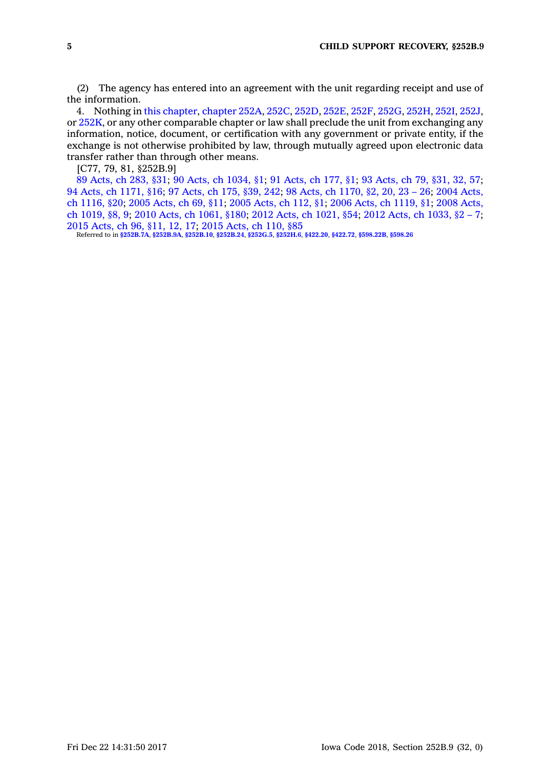(2) The agency has entered into an agreement with the unit regarding receipt and use of the information.

4. Nothing in this chapter, chapter 252A, 252C, 252D, 252E, 252F, 252G, 252H, 252I, 252J, or 252K, or any other comparable chapter or law shall preclude the unit from exchanging any information, notice, document, or certification with any government or private entity, if the exchange is not otherwise prohibited by law, through mutually agreed upon electronic data transfer rather than through other means.

[C77, 79, 81, §252B.9]

89 Acts, ch 283, §31; 90 Acts, ch 1034, §1; 91 Acts, ch 177, §1; 93 Acts, ch 79, §31, 32, 57; 94 Acts, ch 1171, §16; 97 Acts, ch 175, §39, 242; 98 Acts, ch 1170, §2, 20, 23 – 26; 2004 Acts, ch 1116, §20; 2005 Acts, ch 69, §11; 2005 Acts, ch 112, §1; 2006 Acts, ch 1119, §1; 2008 Acts, ch 1019, §8, 9; 2010 Acts, ch 1061, §180; 2012 Acts, ch 1021, §54; 2012 Acts, ch 1033, §2 – 7; 2015 Acts, ch 96, §11, 12, 17; 2015 Acts, ch 110, §85

Referred to in **§252B.7A**, **§252B.9A**, **§252B.10**, **§252B.24**, **§252G.5**, **§252H.6**, **§422.20**, **§422.72**, **§598.22B**, **§598.26**